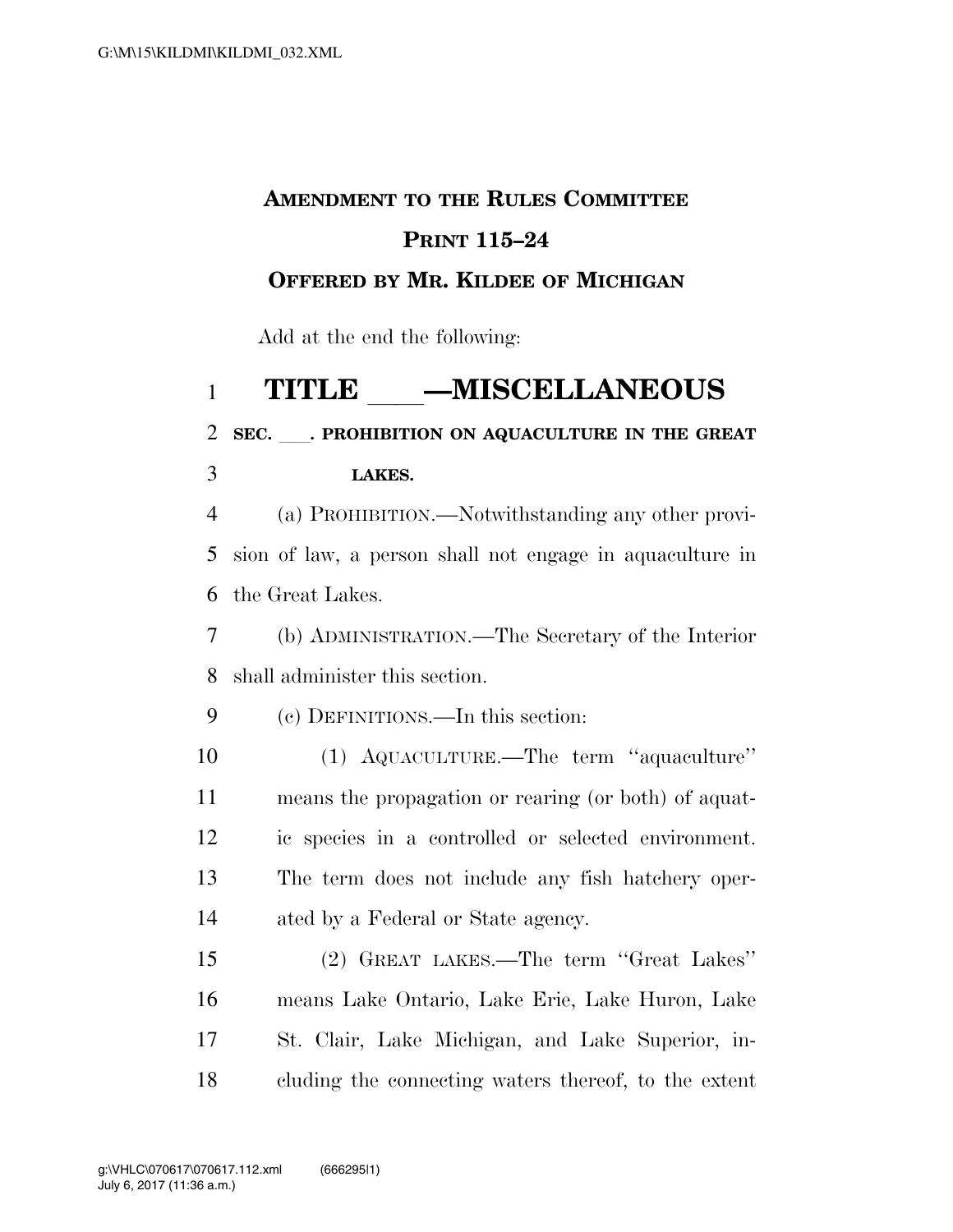# AMENDMENT TO THE RULES COMMITTEE PRINT 115–24

## OFFERED BY MR. KILDEE OF MICHIGAN

Add at the end the following:

# TITLE ___—MISCELLANEOUS

### SEC. ___. PROHIBITION ON AQUACULTURE IN THE GREAT LAKES.

(a) PROHIBITION.—Notwithstanding any other provision of law, a person shall not engage in aquaculture in the Great Lakes.

(b) ADMINISTRATION.—The Secretary of the Interior shall administer this section.

(c) DEFINITIONS.—In this section:

(1) AQUACULTURE.—The term ''aquaculture'' means the propagation or rearing (or both) of aquatic species in a controlled or selected environment. The term does not include any fish hatchery operated by a Federal or State agency.

(2) GREAT LAKES.—The term ''Great Lakes'' means Lake Ontario, Lake Erie, Lake Huron, Lake St. Clair, Lake Michigan, and Lake Superior, including the connecting waters thereof, to the extent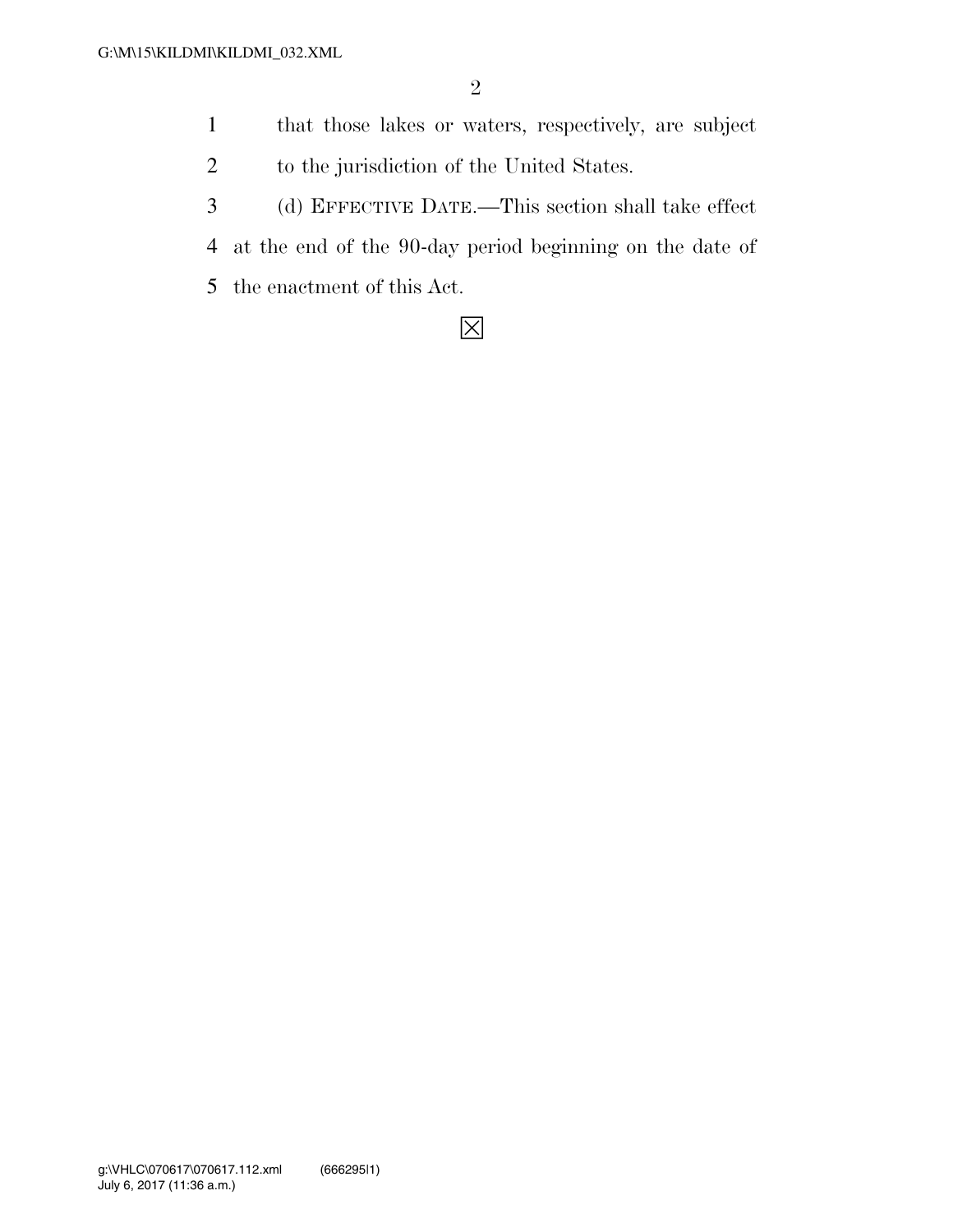that those lakes or waters, respectively, are subject to the jurisdiction of the United States.

(d) EFFECTIVE DATE.—This section shall take effect at the end of the 90-day period beginning on the date of the enactment of this Act.